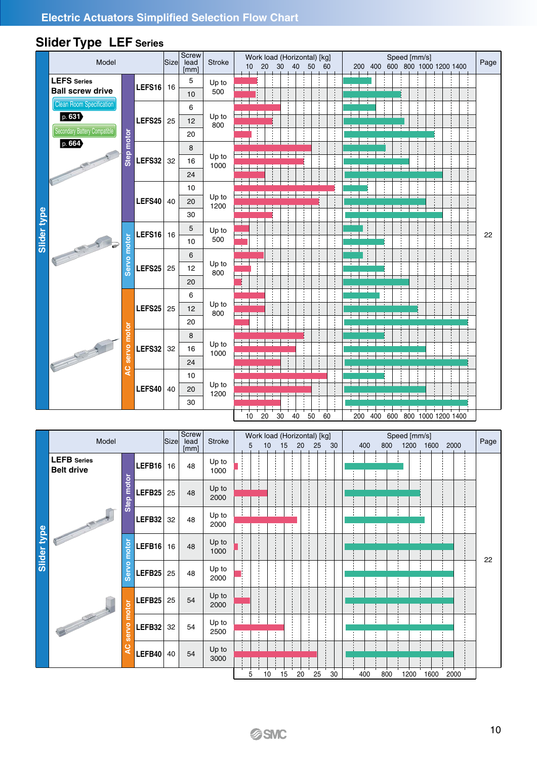# Electric Actuators Simplified Selection Flow Chart

## Slider Type LEF Series

### LEFS Series — Ball screw drive (Slider type)

Clean Room Specification p. 631

Secondary Battery Compatible p. 664

| Motor | Model | Size | Screw lead [mm] | Stroke | Page |
|---|---|---|---|---|---|
| Step motor | LEFS16 | 16 | 5 | Up to 500 | 22 |
| | | | 10 | | |
| | LEFS25 | 25 | 6 | Up to 800 | |
| | | | 12 | | |
| | | | 20 | | |
| | LEFS32 | 32 | 8 | Up to 1000 | |
| | | | 16 | | |
| | | | 24 | | |
| | LEFS40 | 40 | 10 | Up to 1200 | |
| | | | 20 | | |
| | | | 30 | | |
| Servo motor | LEFS16 | 16 | 5 | Up to 500 | |
| | | | 10 | | |
| | LEFS25 | 25 | 6 | Up to 800 | |
| | | | 12 | | |
| | | | 20 | | |
| AC servo motor | LEFS25 | 25 | 6 | Up to 800 | |
| | | | 12 | | |
| | | | 20 | | |
| | LEFS32 | 32 | 8 | Up to 1000 | |
| | | | 16 | | |
| | | | 24 | | |
| | LEFS40 | 40 | 10 | Up to 1200 | |
| | | | 20 | | |
| | | | 30 | | |

Work load (Horizontal) [kg]: 10 20 30 40 50 60

Speed [mm/s]: 200 400 600 800 1000 1200 1400

### LEFB Series — Belt drive (Slider type)

| Motor | Model | Size | Screw lead [mm] | Stroke | Page |
|---|---|---|---|---|---|
| Step motor | LEFB16 | 16 | 48 | Up to 1000 | 22 |
| | LEFB25 | 25 | 48 | Up to 2000 | |
| | LEFB32 | 32 | 48 | Up to 2000 | |
| Servo motor | LEFB16 | 16 | 48 | Up to 1000 | |
| | LEFB25 | 25 | 48 | Up to 2000 | |
| AC servo motor | LEFB25 | 25 | 54 | Up to 2000 | |
| | LEFB32 | 32 | 54 | Up to 2500 | |
| | LEFB40 | 40 | 54 | Up to 3000 | |

Work load (Horizontal) [kg]: 5 10 15 20 25 30

Speed [mm/s]: 400 800 1200 1600 2000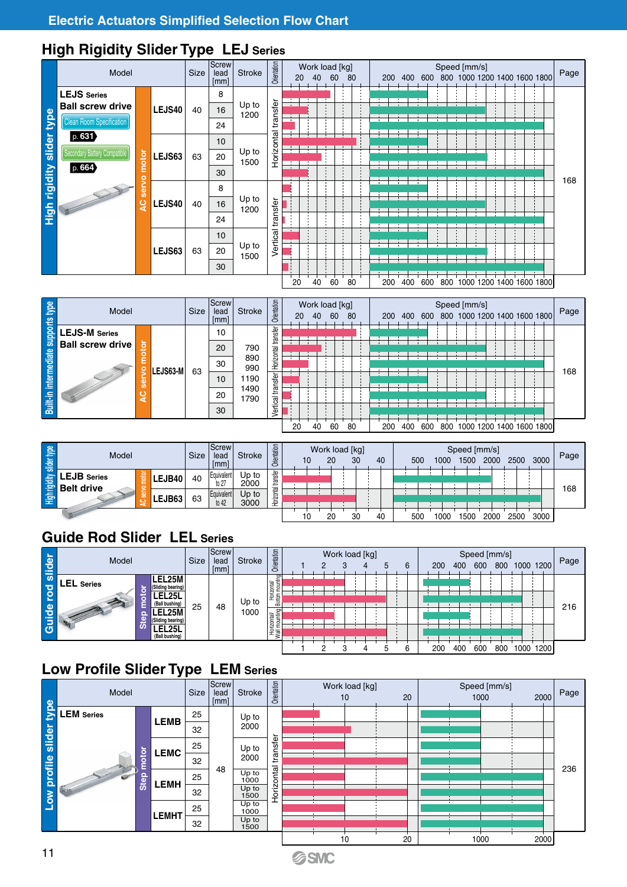# Electric Actuators Simplified Selection Flow Chart

## High Rigidity Slider Type LEJ Series

**High rigidity slider type**

| Model | | | Size | Screw lead [mm] | Stroke | Orientation | Work load [kg] | Speed [mm/s] | Page |
|---|---|---|---|---|---|---|---|---|---|
| LEJS Series Ball screw drive (Clean Room Specification p. 631; Secondary Battery Compatible p. 664) | AC servo motor | LEJS40 | 40 | 8 | Up to 1200 | Horizontal transfer | | | 168 |
| | | | | 16 | | | | | |
| | | | | 24 | | | | | |
| | | LEJS63 | 63 | 10 | Up to 1500 | | | | |
| | | | | 20 | | | | | |
| | | | | 30 | | | | | |
| | | LEJS40 | 40 | 8 | Up to 1200 | Vertical transfer | | | |
| | | | | 16 | | | | | |
| | | | | 24 | | | | | |
| | | LEJS63 | 63 | 10 | Up to 1500 | | | | |
| | | | | 20 | | | | | |
| | | | | 30 | | | | | |

Work load scale: 20, 40, 60, 80 / Speed scale: 200, 400, 600, 800, 1000, 1200, 1400, 1600, 1800

**Built-in intermediate supports type**

| Model | | | Size | Screw lead [mm] | Stroke | Orientation | Work load [kg] | Speed [mm/s] | Page |
|---|---|---|---|---|---|---|---|---|---|
| LEJS-M Series Ball screw drive | AC servo motor | LEJS63-M | 63 | 10 | 790, 890, 990, 1190, 1490, 1790 | Horizontal transfer | | | 168 |
| | | | | 20 | | | | | |
| | | | | 30 | | | | | |
| | | | | 10 | | Vertical transfer | | | |
| | | | | 20 | | | | | |
| | | | | 30 | | | | | |

Work load scale: 20, 40, 60, 80 / Speed scale: 200, 400, 600, 800, 1000, 1200, 1400, 1600, 1800

**High rigidity slider type**

| Model | | | Size | Screw lead [mm] | Stroke | Orientation | Work load [kg] | Speed [mm/s] | Page |
|---|---|---|---|---|---|---|---|---|---|
| LEJB Series Belt drive | AC servo motor | LEJB40 | 40 | Equivalent to 27 | Up to 2000 | Horizontal transfer | | | 168 |
| | | LEJB63 | 63 | Equivalent to 42 | Up to 3000 | | | | |

Work load scale: 10, 20, 30, 40 / Speed scale: 500, 1000, 1500, 2000, 2500, 3000

## Guide Rod Slider LEL Series

**Guide rod slider**

| Model | | | Size | Screw lead [mm] | Stroke | Orientation | Work load [kg] | Speed [mm/s] | Page |
|---|---|---|---|---|---|---|---|---|---|
| LEL Series | Step motor | LEL25M (Sliding bearing) | 25 | 48 | Up to 1000 | Horizontal Bottom mounting | | | 216 |
| | | LEL25L (Ball bushing) | | | | | | | |
| | | LEL25M (Sliding bearing) | | | | Horizontal Wall mounting | | | |
| | | LEL25L (Ball bushing) | | | | | | | |

Work load scale: 1, 2, 3, 4, 5, 6 / Speed scale: 200, 400, 600, 800, 1000, 1200

## Low Profile Slider Type LEM Series

**Low profile slider type**

| Model | | | Size | Screw lead [mm] | Stroke | Orientation | Work load [kg] | Speed [mm/s] | Page |
|---|---|---|---|---|---|---|---|---|---|
| LEM Series | Step motor | LEMB | 25 | 48 | Up to 2000 | Horizontal transfer | | | 236 |
| | | | 32 | | | | | | |
| | | LEMC | 25 | | Up to 2000 | | | | |
| | | | 32 | | | | | | |
| | | LEMH | 25 | | Up to 1000 | | | | |
| | | | 32 | | Up to 1500 | | | | |
| | | LEMHT | 25 | | Up to 1000 | | | | |
| | | | 32 | | Up to 1500 | | | | |

Work load scale: 10, 20 / Speed scale: 1000, 2000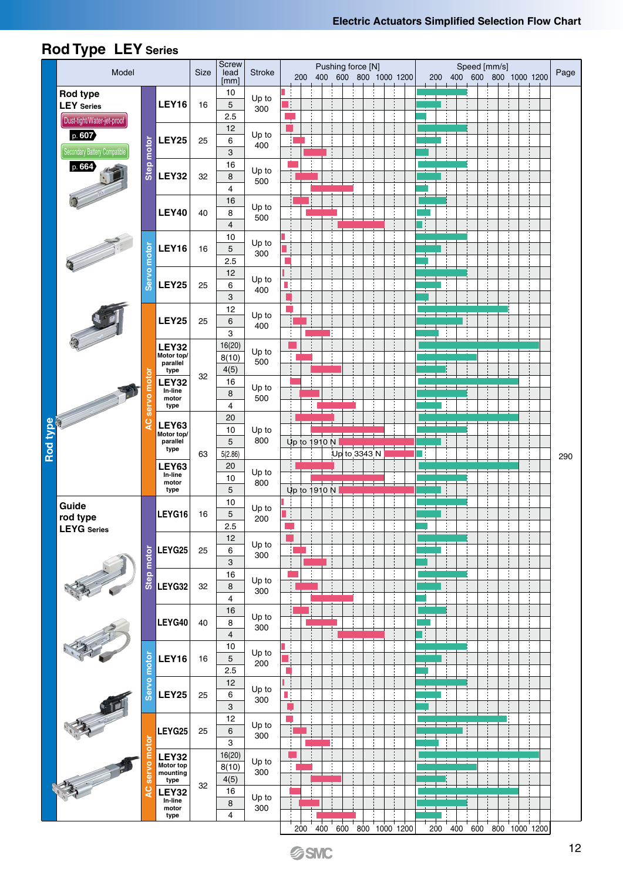## Rod Type LEY Series

| Model | | | Size | Screw lead [mm] | Stroke | Pushing force [N] | Speed [mm/s] | Page |
|---|---|---|---|---|---|---|---|---|
| Rod type LEY Series (Dust-tight/Water-jet-proof p. 607, Secondary Battery Compatible p. 664) | Step motor | LEY16 | 16 | 10 | Up to 300 | | | 290 |
| | | | | 5 | | | | |
| | | | | 2.5 | | | | |
| | | LEY25 | 25 | 12 | Up to 400 | | | |
| | | | | 6 | | | | |
| | | | | 3 | | | | |
| | | LEY32 | 32 | 16 | Up to 500 | | | |
| | | | | 8 | | | | |
| | | | | 4 | | | | |
| | | LEY40 | 40 | 16 | Up to 500 | | | |
| | | | | 8 | | | | |
| | | | | 4 | | | | |
| | Servo motor | LEY16 | 16 | 10 | Up to 300 | | | |
| | | | | 5 | | | | |
| | | | | 2.5 | | | | |
| | | LEY25 | 25 | 12 | Up to 400 | | | |
| | | | | 6 | | | | |
| | | | | 3 | | | | |
| | AC servo motor | LEY25 | 25 | 12 | Up to 400 | | | |
| | | | | 6 | | | | |
| | | | | 3 | | | | |
| | | LEY32 Motor top/parallel type | 32 | 16(20) | Up to 500 | | | |
| | | | | 8(10) | | | | |
| | | | | 4(5) | | | | |
| | | LEY32 In-line motor type | | 16 | Up to 500 | | | |
| | | | | 8 | | | | |
| | | | | 4 | | | | |
| | | LEY63 Motor top/parallel type | 63 | 20 | Up to 800 | | | |
| | | | | 10 | | | | |
| | | | | 5 | | Up to 1910 N | | |
| | | | | 5(2.86) | | Up to 3343 N | | |
| | | LEY63 In-line motor type | | 20 | Up to 800 | | | |
| | | | | 10 | | | | |
| | | | | 5 | | Up to 1910 N | | |
| Guide rod type LEYG Series | Step motor | LEYG16 | 16 | 10 | Up to 200 | | | |
| | | | | 5 | | | | |
| | | | | 2.5 | | | | |
| | | LEYG25 | 25 | 12 | Up to 300 | | | |
| | | | | 6 | | | | |
| | | | | 3 | | | | |
| | | LEYG32 | 32 | 16 | Up to 300 | | | |
| | | | | 8 | | | | |
| | | | | 4 | | | | |
| | | LEYG40 | 40 | 16 | Up to 300 | | | |
| | | | | 8 | | | | |
| | | | | 4 | | | | |
| | Servo motor | LEY16 | 16 | 10 | Up to 200 | | | |
| | | | | 5 | | | | |
| | | | | 2.5 | | | | |
| | | LEY25 | 25 | 12 | Up to 300 | | | |
| | | | | 6 | | | | |
| | | | | 3 | | | | |
| | AC servo motor | LEYG25 | 25 | 12 | Up to 300 | | | |
| | | | | 6 | | | | |
| | | | | 3 | | | | |
| | | LEY32 Motor top mounting type | 32 | 16(20) | Up to 300 | | | |
| | | | | 8(10) | | | | |
| | | | | 4(5) | | | | |
| | | LEY32 In-line motor type | | 16 | Up to 300 | | | |
| | | | | 8 | | | | |
| | | | | 4 | | | | |

Pushing force [N] scale: 200, 400, 600, 800, 1000, 1200
Speed [mm/s] scale: 200, 400, 600, 800, 1000, 1200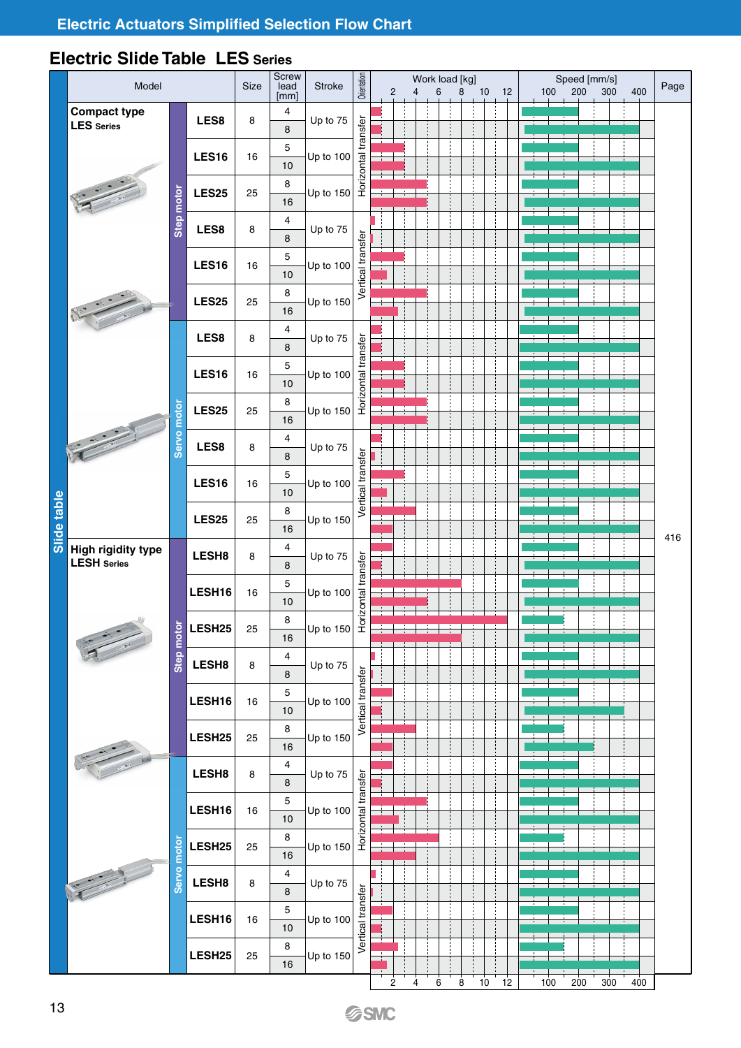## Electric Actuators Simplified Selection Flow Chart

## Electric Slide Table LES Series

| | Model | | Size | Screw lead [mm] | Stroke | Orientation | Work load [kg] | Speed [mm/s] | Page |
|---|---|---|---|---|---|---|---|---|---|
| Slide table | Compact type LES Series | Step motor | LES8 | 8 | 4 | Up to 75 | Horizontal transfer | | | 416 |
| | | | | | 8 | | | | | |
| | | | LES16 | 16 | 5 | Up to 100 | | | | |
| | | | | | 10 | | | | | |
| | | | LES25 | 25 | 8 | Up to 150 | | | | |
| | | | | | 16 | | | | | |
| | | | LES8 | 8 | 4 | Up to 75 | Vertical transfer | | | |
| | | | | | 8 | | | | | |
| | | | LES16 | 16 | 5 | Up to 100 | | | | |
| | | | | | 10 | | | | | |
| | | | LES25 | 25 | 8 | Up to 150 | | | | |
| | | | | | 16 | | | | | |
| | | Servo motor | LES8 | 8 | 4 | Up to 75 | Horizontal transfer | | | |
| | | | | | 8 | | | | | |
| | | | LES16 | 16 | 5 | Up to 100 | | | | |
| | | | | | 10 | | | | | |
| | | | LES25 | 25 | 8 | Up to 150 | | | | |
| | | | | | 16 | | | | | |
| | | | LES8 | 8 | 4 | Up to 75 | Vertical transfer | | | |
| | | | | | 8 | | | | | |
| | | | LES16 | 16 | 5 | Up to 100 | | | | |
| | | | | | 10 | | | | | |
| | | | LES25 | 25 | 8 | Up to 150 | | | | |
| | | | | | 16 | | | | | |
| | High rigidity type LESH Series | Step motor | LESH8 | 8 | 4 | Up to 75 | Horizontal transfer | | | |
| | | | | | 8 | | | | | |
| | | | LESH16 | 16 | 5 | Up to 100 | | | | |
| | | | | | 10 | | | | | |
| | | | LESH25 | 25 | 8 | Up to 150 | | | | |
| | | | | | 16 | | | | | |
| | | | LESH8 | 8 | 4 | Up to 75 | Vertical transfer | | | |
| | | | | | 8 | | | | | |
| | | | LESH16 | 16 | 5 | Up to 100 | | | | |
| | | | | | 10 | | | | | |
| | | | LESH25 | 25 | 8 | Up to 150 | | | | |
| | | | | | 16 | | | | | |
| | | Servo motor | LESH8 | 8 | 4 | Up to 75 | Horizontal transfer | | | |
| | | | | | 8 | | | | | |
| | | | LESH16 | 16 | 5 | Up to 100 | | | | |
| | | | | | 10 | | | | | |
| | | | LESH25 | 25 | 8 | Up to 150 | | | | |
| | | | | | 16 | | | | | |
| | | | LESH8 | 8 | 4 | Up to 75 | Vertical transfer | | | |
| | | | | | 8 | | | | | |
| | | | LESH16 | 16 | 5 | Up to 100 | | | | |
| | | | | | 10 | | | | | |
| | | | LESH25 | 25 | 8 | Up to 150 | | | | |
| | | | | | 16 | | | | | |

Work load [kg] axis: 2, 4, 6, 8, 10, 12
Speed [mm/s] axis: 100, 200, 300, 400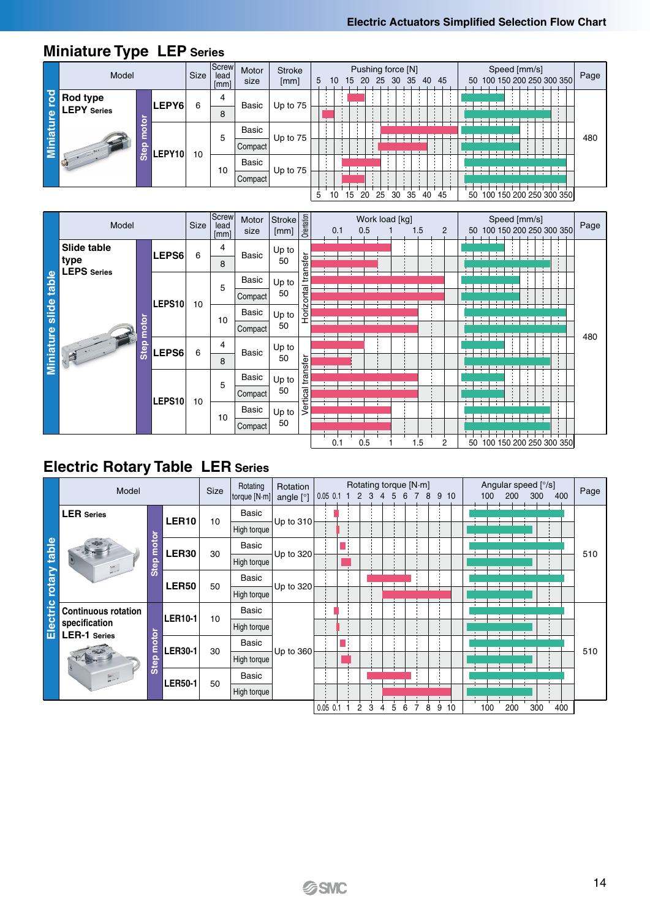## Miniature Type LEP Series

| | Model | | | Size | Screw lead [mm] | Motor size | Stroke [mm] | Pushing force [N] | Speed [mm/s] | Page |
|---|---|---|---|---|---|---|---|---|---|---|
| Miniature rod | Rod type LEPY Series | Step motor | LEPY6 | 6 | 4 | Basic | Up to 75 | | | 480 |
| | | | | | 8 | | | | | |
| | | | LEPY10 | 10 | 5 | Basic | Up to 75 | | | |
| | | | | | | Compact | | | | |
| | | | | | 10 | Basic | Up to 75 | | | |
| | | | | | | Compact | | | | |

| | Model | | | Size | Screw lead [mm] | Motor size | Stroke [mm] | Orientation | Work load [kg] | Speed [mm/s] | Page |
|---|---|---|---|---|---|---|---|---|---|---|---|
| Miniature slide table | Slide table type LEPS Series | Step motor | LEPS6 | 6 | 4 | Basic | Up to 50 | Horizontal transfer | | | 480 |
| | | | | | 8 | | | | | | |
| | | | LEPS10 | 10 | 5 | Basic | Up to 50 | | | | |
| | | | | | | Compact | | | | | |
| | | | | | 10 | Basic | Up to 50 | | | | |
| | | | | | | Compact | | | | | |
| | | | LEPS6 | 6 | 4 | Basic | Up to 50 | Vertical transfer | | | |
| | | | | | 8 | | | | | | |
| | | | LEPS10 | 10 | 5 | Basic | Up to 50 | | | | |
| | | | | | | Compact | | | | | |
| | | | | | 10 | Basic | Up to 50 | | | | |
| | | | | | | Compact | | | | | |

## Electric Rotary Table LER Series

| | Model | | | Size | Rotating torque [N·m] | Rotation angle [°] | Rotating torque [N·m] | Angular speed [°/s] | Page |
|---|---|---|---|---|---|---|---|---|---|
| Electric rotary table | LER Series | Step motor | LER10 | 10 | Basic | Up to 310 | | | 510 |
| | | | | | High torque | | | | |
| | | | LER30 | 30 | Basic | Up to 320 | | | |
| | | | | | High torque | | | | |
| | | | LER50 | 50 | Basic | Up to 320 | | | |
| | | | | | High torque | | | | |
| | Continuous rotation specification LER-1 Series | Step motor | LER10-1 | 10 | Basic | Up to 360 | | | 510 |
| | | | | | High torque | | | | |
| | | | LER30-1 | 30 | Basic | | | | |
| | | | | | High torque | | | | |
| | | | LER50-1 | 50 | Basic | | | | |
| | | | | | High torque | | | | |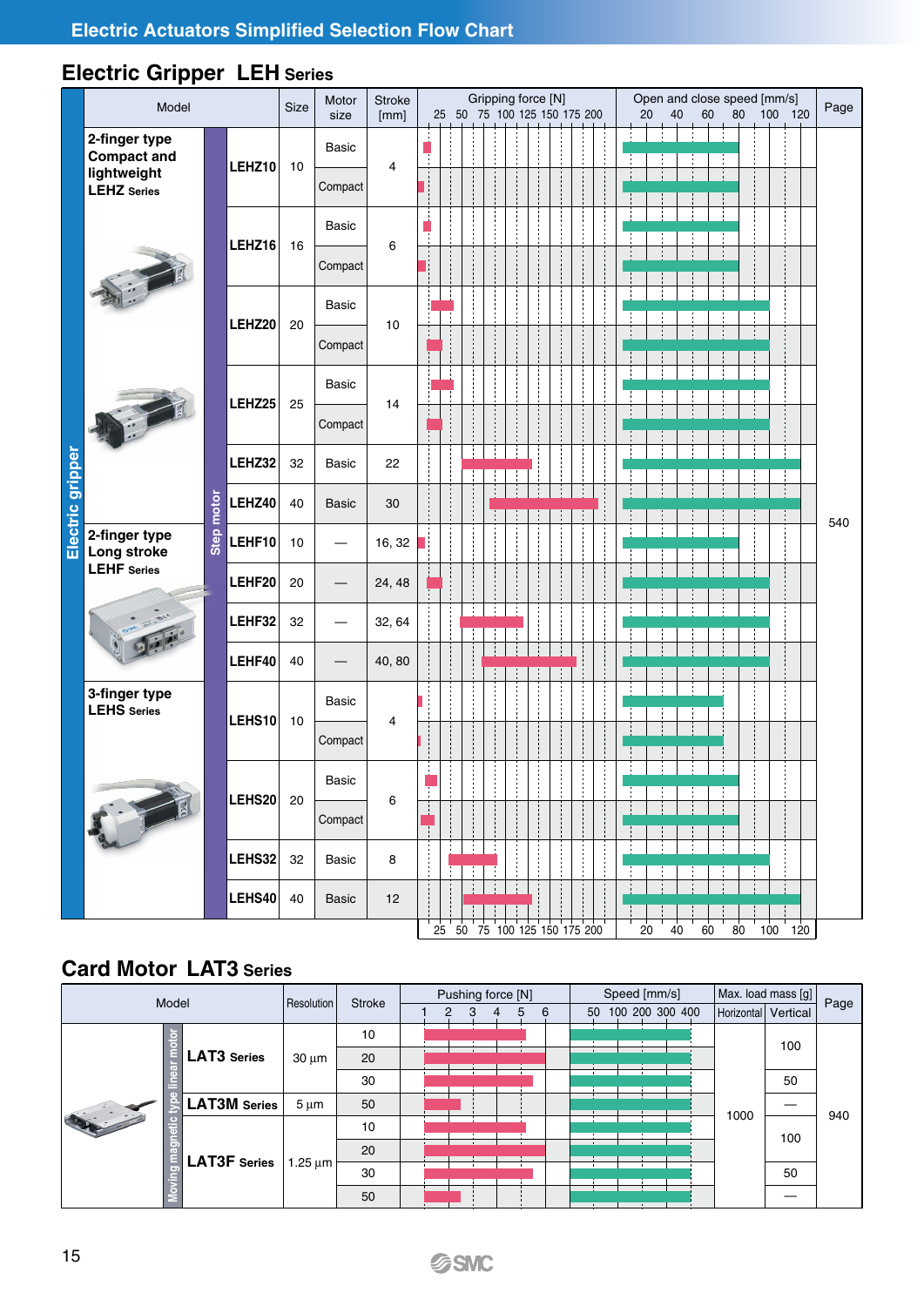## Electric Actuators Simplified Selection Flow Chart

### Electric Gripper LEH Series

| Model | | | | Size | Motor size | Stroke [mm] | Gripping force [N] 25 50 75 100 125 150 175 200 | Open and close speed [mm/s] 20 40 60 80 100 120 | Page |
|---|---|---|---|---|---|---|---|---|---|
| Electric gripper | 2-finger type Compact and lightweight **LEHZ Series** | Step motor | LEHZ10 | 10 | Basic | 4 | | | 540 |
| | | | | | Compact | | | | |
| | | | LEHZ16 | 16 | Basic | 6 | | | |
| | | | | | Compact | | | | |
| | | | LEHZ20 | 20 | Basic | 10 | | | |
| | | | | | Compact | | | | |
| | | | LEHZ25 | 25 | Basic | 14 | | | |
| | | | | | Compact | | | | |
| | | | LEHZ32 | 32 | Basic | 22 | | | |
| | | | LEHZ40 | 40 | Basic | 30 | | | |
| | 2-finger type Long stroke **LEHF Series** | | LEHF10 | 10 | — | 16, 32 | | | |
| | | | LEHF20 | 20 | — | 24, 48 | | | |
| | | | LEHF32 | 32 | — | 32, 64 | | | |
| | | | LEHF40 | 40 | — | 40, 80 | | | |
| | 3-finger type **LEHS Series** | | LEHS10 | 10 | Basic | 4 | | | |
| | | | | | Compact | | | | |
| | | | LEHS20 | 20 | Basic | 6 | | | |
| | | | | | Compact | | | | |
| | | | LEHS32 | 32 | Basic | 8 | | | |
| | | | LEHS40 | 40 | Basic | 12 | | | |

### Card Motor LAT3 Series

| Model | | | Resolution | Stroke | Pushing force [N] 1 2 3 4 5 6 | Speed [mm/s] 50 100 200 300 400 | Max. load mass [g] Horizontal | Max. load mass [g] Vertical | Page |
|---|---|---|---|---|---|---|---|---|---|
| | Moving magnetic type linear motor | **LAT3 Series** | 30 µm | 10 | | | 1000 | 100 | 940 |
| | | | | 20 | | | | | |
| | | | | 30 | | | | 50 | |
| | | **LAT3M Series** | 5 µm | 50 | | | | — | |
| | | **LAT3F Series** | 1.25 µm | 10 | | | | 100 | |
| | | | | 20 | | | | | |
| | | | | 30 | | | | 50 | |
| | | | | 50 | | | | — | |